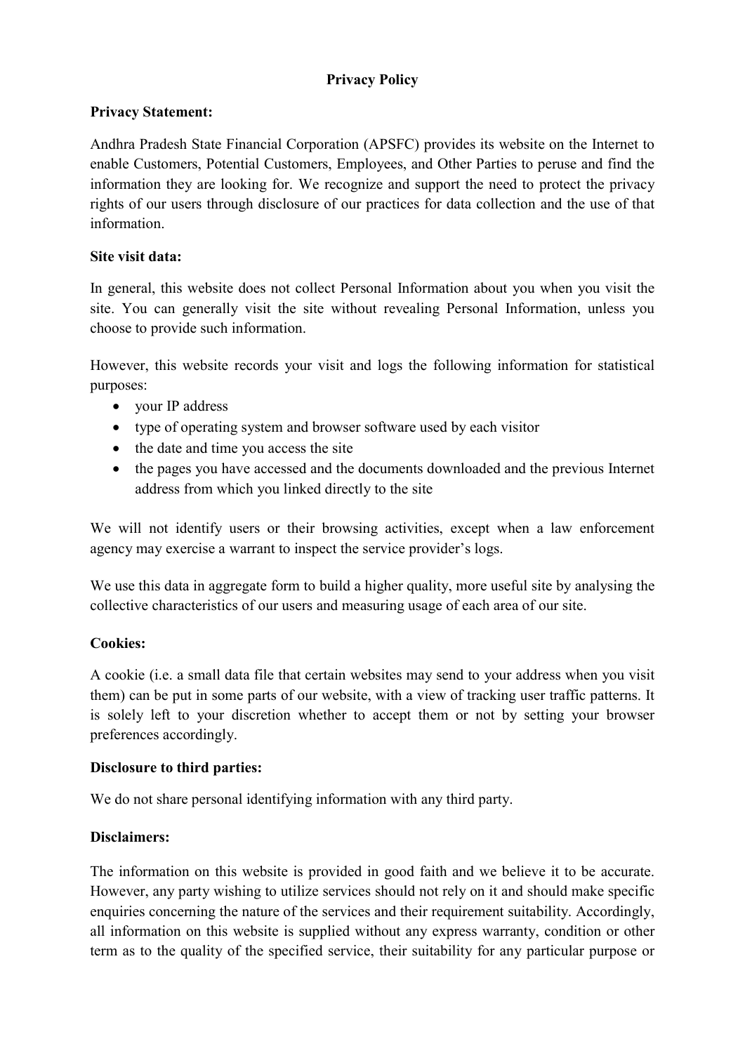# Privacy Policy

**Privacy Statement:**

Andhra Pradesh State Financial Corporation (APSFC) provides its website on the Internet to enable Customers, Potential Customers, Employees, and Other Parties to peruse and find the information they are looking for. We recognize and support the need to protect the privacy rights of our users through disclosure of our practices for data collection and the use of that information.

**Site visit data:**

In general, this website does not collect Personal Information about you when you visit the site. You can generally visit the site without revealing Personal Information, unless you choose to provide such information.

However, this website records your visit and logs the following information for statistical purposes:

- your IP address
- type of operating system and browser software used by each visitor
- the date and time you access the site
- the pages you have accessed and the documents downloaded and the previous Internet address from which you linked directly to the site

We will not identify users or their browsing activities, except when a law enforcement agency may exercise a warrant to inspect the service provider's logs.

We use this data in aggregate form to build a higher quality, more useful site by analysing the collective characteristics of our users and measuring usage of each area of our site.

**Cookies:**

A cookie (i.e. a small data file that certain websites may send to your address when you visit them) can be put in some parts of our website, with a view of tracking user traffic patterns. It is solely left to your discretion whether to accept them or not by setting your browser preferences accordingly.

**Disclosure to third parties:**

We do not share personal identifying information with any third party.

**Disclaimers:**

The information on this website is provided in good faith and we believe it to be accurate. However, any party wishing to utilize services should not rely on it and should make specific enquiries concerning the nature of the services and their requirement suitability. Accordingly, all information on this website is supplied without any express warranty, condition or other term as to the quality of the specified service, their suitability for any particular purpose or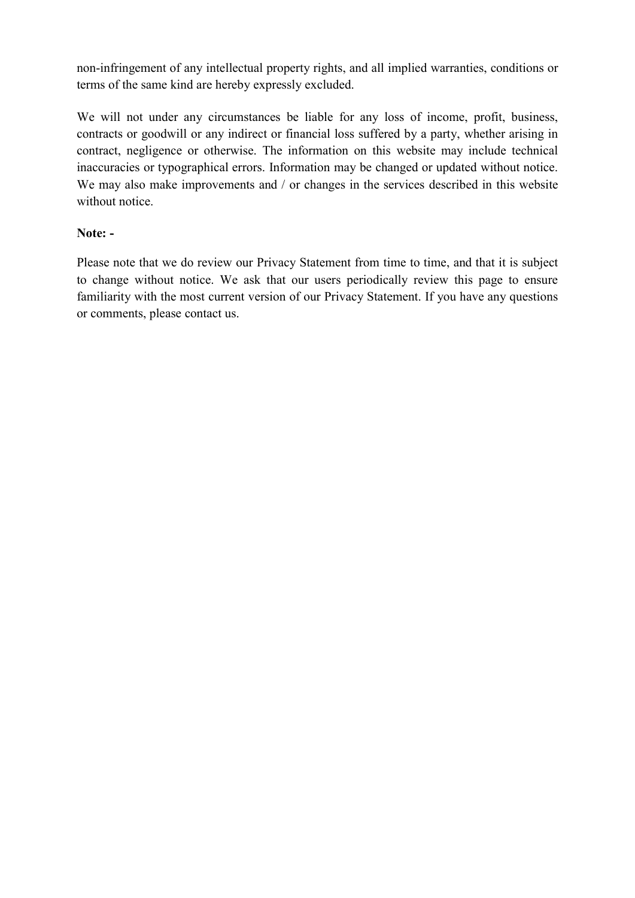non-infringement of any intellectual property rights, and all implied warranties, conditions or terms of the same kind are hereby expressly excluded.

We will not under any circumstances be liable for any loss of income, profit, business, contracts or goodwill or any indirect or financial loss suffered by a party, whether arising in contract, negligence or otherwise. The information on this website may include technical inaccuracies or typographical errors. Information may be changed or updated without notice. We may also make improvements and / or changes in the services described in this website without notice.

**Note: -**

Please note that we do review our Privacy Statement from time to time, and that it is subject to change without notice. We ask that our users periodically review this page to ensure familiarity with the most current version of our Privacy Statement. If you have any questions or comments, please contact us.